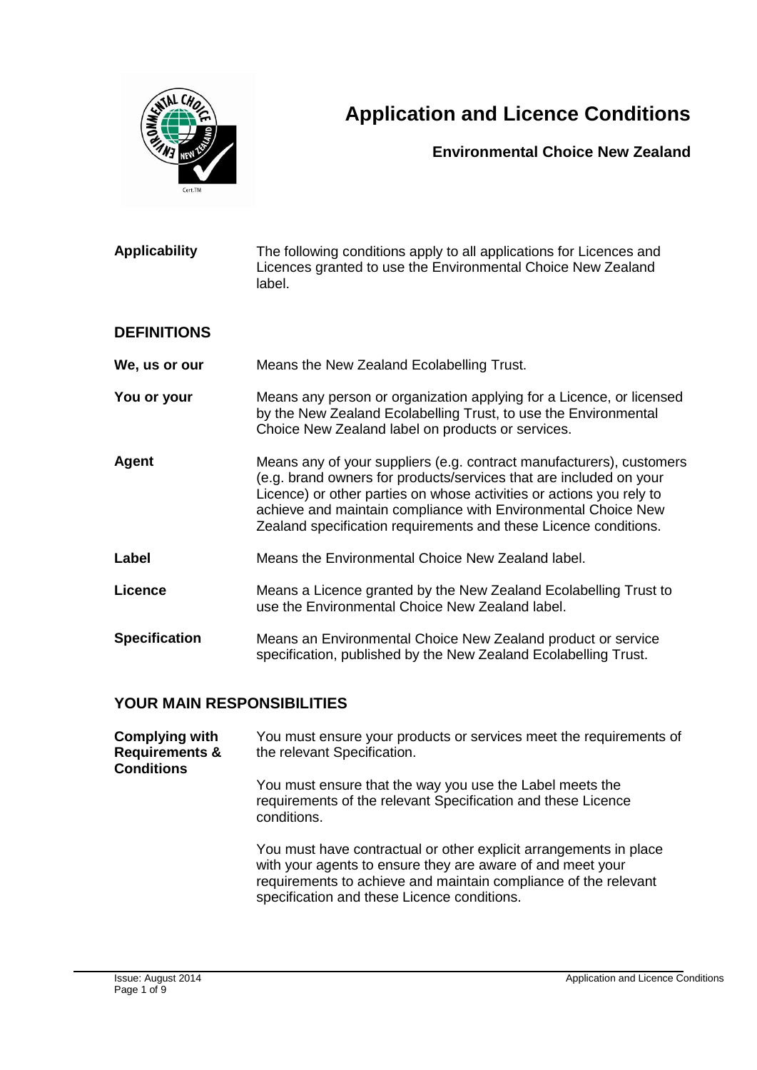# Application and Licence Conditions

**Environmental Choice New Zealand**

| | |
|---|---|
| **Applicability** | The following conditions apply to all applications for Licences and Licences granted to use the Environmental Choice New Zealand label. |

## DEFINITIONS

| | |
|---|---|
| **We, us or our** | Means the New Zealand Ecolabelling Trust. |
| **You or your** | Means any person or organization applying for a Licence, or licensed by the New Zealand Ecolabelling Trust, to use the Environmental Choice New Zealand label on products or services. |
| **Agent** | Means any of your suppliers (e.g. contract manufacturers), customers (e.g. brand owners for products/services that are included on your Licence) or other parties on whose activities or actions you rely to achieve and maintain compliance with Environmental Choice New Zealand specification requirements and these Licence conditions. |
| **Label** | Means the Environmental Choice New Zealand label. |
| **Licence** | Means a Licence granted by the New Zealand Ecolabelling Trust to use the Environmental Choice New Zealand label. |
| **Specification** | Means an Environmental Choice New Zealand product or service specification, published by the New Zealand Ecolabelling Trust. |

## YOUR MAIN RESPONSIBILITIES

**Complying with Requirements & Conditions**

You must ensure your products or services meet the requirements of the relevant Specification.

You must ensure that the way you use the Label meets the requirements of the relevant Specification and these Licence conditions.

You must have contractual or other explicit arrangements in place with your agents to ensure they are aware of and meet your requirements to achieve and maintain compliance of the relevant specification and these Licence conditions.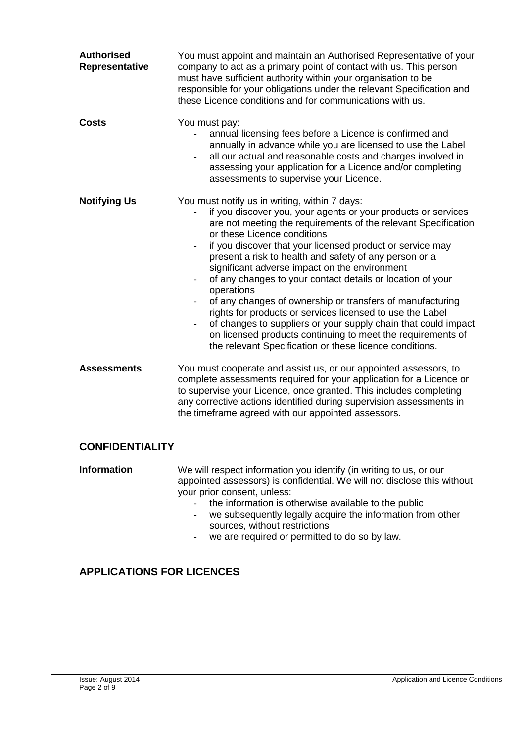**Authorised Representative**

You must appoint and maintain an Authorised Representative of your company to act as a primary point of contact with us. This person must have sufficient authority within your organisation to be responsible for your obligations under the relevant Specification and these Licence conditions and for communications with us.

**Costs**

You must pay:

- annual licensing fees before a Licence is confirmed and annually in advance while you are licensed to use the Label
- all our actual and reasonable costs and charges involved in assessing your application for a Licence and/or completing assessments to supervise your Licence.

**Notifying Us**

You must notify us in writing, within 7 days:

- if you discover you, your agents or your products or services are not meeting the requirements of the relevant Specification or these Licence conditions
- if you discover that your licensed product or service may present a risk to health and safety of any person or a significant adverse impact on the environment
- of any changes to your contact details or location of your operations
- of any changes of ownership or transfers of manufacturing rights for products or services licensed to use the Label
- of changes to suppliers or your supply chain that could impact on licensed products continuing to meet the requirements of the relevant Specification or these licence conditions.

**Assessments**

You must cooperate and assist us, or our appointed assessors, to complete assessments required for your application for a Licence or to supervise your Licence, once granted. This includes completing any corrective actions identified during supervision assessments in the timeframe agreed with our appointed assessors.

## CONFIDENTIALITY

**Information**

We will respect information you identify (in writing to us, or our appointed assessors) is confidential. We will not disclose this without your prior consent, unless:

- the information is otherwise available to the public
- we subsequently legally acquire the information from other sources, without restrictions
- we are required or permitted to do so by law.

## APPLICATIONS FOR LICENCES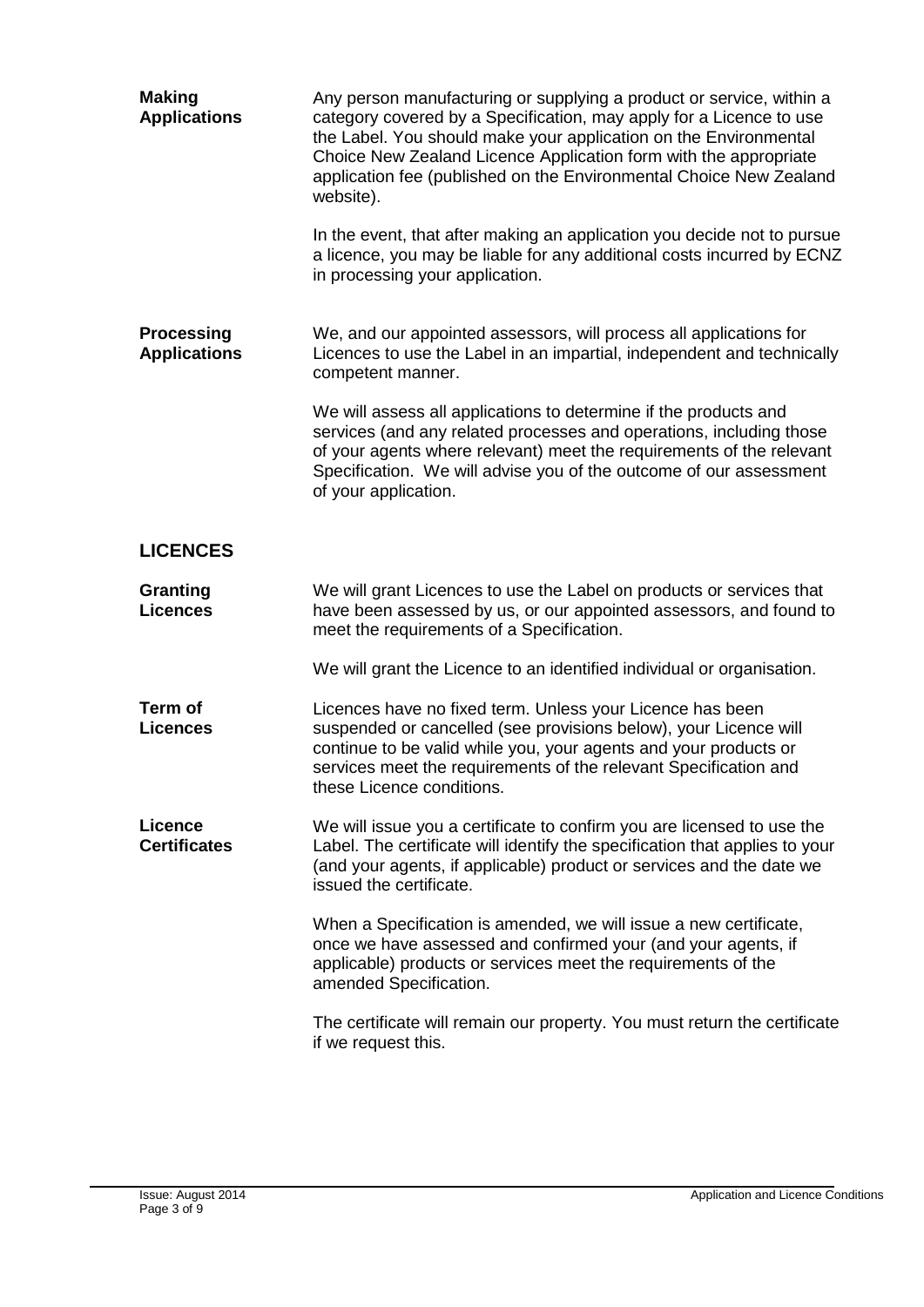**Making Applications**

Any person manufacturing or supplying a product or service, within a category covered by a Specification, may apply for a Licence to use the Label. You should make your application on the Environmental Choice New Zealand Licence Application form with the appropriate application fee (published on the Environmental Choice New Zealand website).

In the event, that after making an application you decide not to pursue a licence, you may be liable for any additional costs incurred by ECNZ in processing your application.

**Processing Applications**

We, and our appointed assessors, will process all applications for Licences to use the Label in an impartial, independent and technically competent manner.

We will assess all applications to determine if the products and services (and any related processes and operations, including those of your agents where relevant) meet the requirements of the relevant Specification. We will advise you of the outcome of our assessment of your application.

## LICENCES

**Granting Licences**

We will grant Licences to use the Label on products or services that have been assessed by us, or our appointed assessors, and found to meet the requirements of a Specification.

We will grant the Licence to an identified individual or organisation.

**Term of Licences**

Licences have no fixed term. Unless your Licence has been suspended or cancelled (see provisions below), your Licence will continue to be valid while you, your agents and your products or services meet the requirements of the relevant Specification and these Licence conditions.

**Licence Certificates**

We will issue you a certificate to confirm you are licensed to use the Label. The certificate will identify the specification that applies to your (and your agents, if applicable) product or services and the date we issued the certificate.

When a Specification is amended, we will issue a new certificate, once we have assessed and confirmed your (and your agents, if applicable) products or services meet the requirements of the amended Specification.

The certificate will remain our property. You must return the certificate if we request this.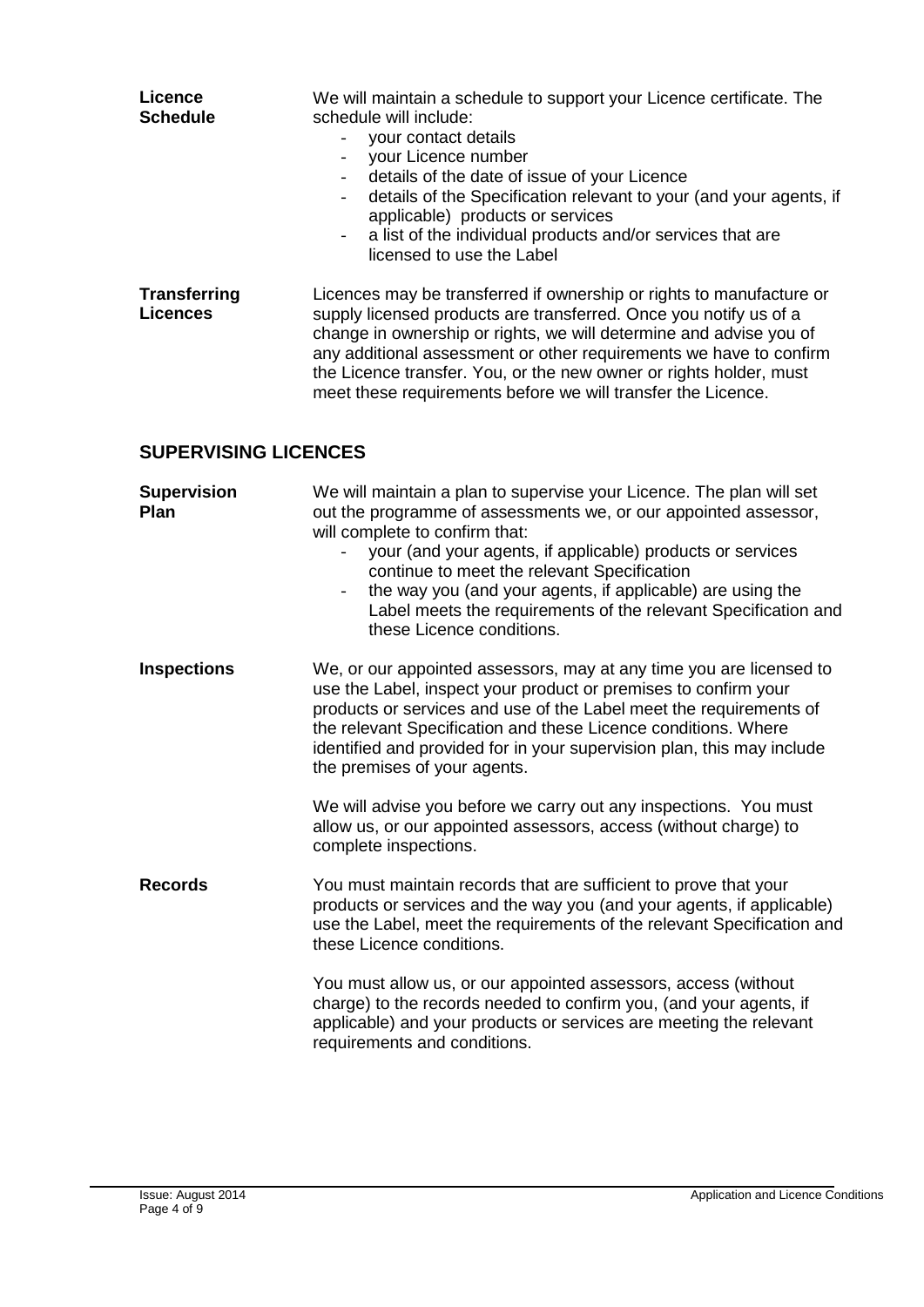**Licence Schedule**

We will maintain a schedule to support your Licence certificate. The schedule will include:

- your contact details
- your Licence number
- details of the date of issue of your Licence
- details of the Specification relevant to your (and your agents, if applicable) products or services
- a list of the individual products and/or services that are licensed to use the Label

**Transferring Licences**

Licences may be transferred if ownership or rights to manufacture or supply licensed products are transferred. Once you notify us of a change in ownership or rights, we will determine and advise you of any additional assessment or other requirements we have to confirm the Licence transfer. You, or the new owner or rights holder, must meet these requirements before we will transfer the Licence.

## SUPERVISING LICENCES

**Supervision Plan**

We will maintain a plan to supervise your Licence. The plan will set out the programme of assessments we, or our appointed assessor, will complete to confirm that:

- your (and your agents, if applicable) products or services continue to meet the relevant Specification
- the way you (and your agents, if applicable) are using the Label meets the requirements of the relevant Specification and these Licence conditions.

**Inspections**

We, or our appointed assessors, may at any time you are licensed to use the Label, inspect your product or premises to confirm your products or services and use of the Label meet the requirements of the relevant Specification and these Licence conditions. Where identified and provided for in your supervision plan, this may include the premises of your agents.

We will advise you before we carry out any inspections. You must allow us, or our appointed assessors, access (without charge) to complete inspections.

**Records**

You must maintain records that are sufficient to prove that your products or services and the way you (and your agents, if applicable) use the Label, meet the requirements of the relevant Specification and these Licence conditions.

You must allow us, or our appointed assessors, access (without charge) to the records needed to confirm you, (and your agents, if applicable) and your products or services are meeting the relevant requirements and conditions.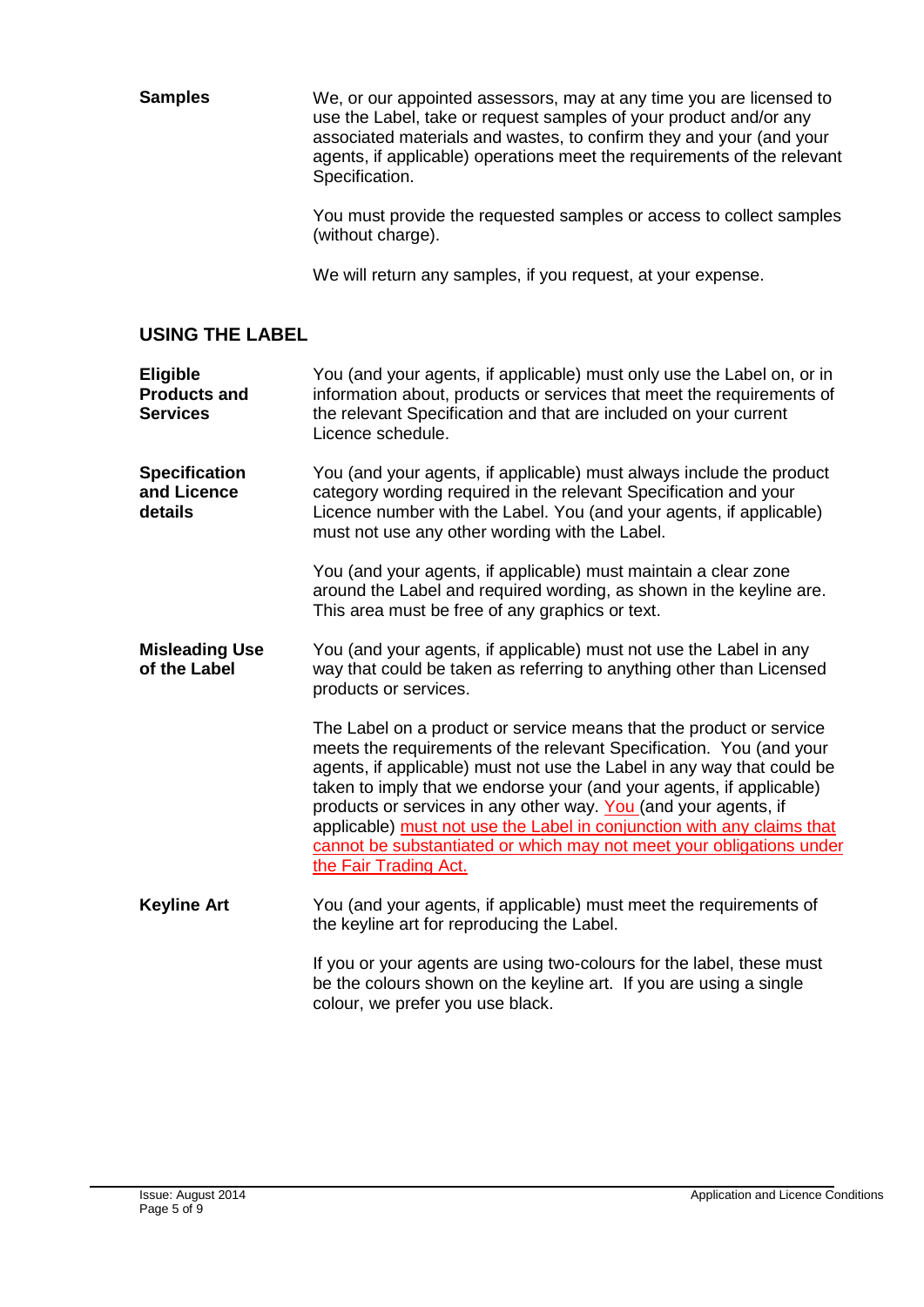**Samples**

We, or our appointed assessors, may at any time you are licensed to use the Label, take or request samples of your product and/or any associated materials and wastes, to confirm they and your (and your agents, if applicable) operations meet the requirements of the relevant Specification.

You must provide the requested samples or access to collect samples (without charge).

We will return any samples, if you request, at your expense.

## USING THE LABEL

**Eligible Products and Services**

You (and your agents, if applicable) must only use the Label on, or in information about, products or services that meet the requirements of the relevant Specification and that are included on your current Licence schedule.

**Specification and Licence details**

You (and your agents, if applicable) must always include the product category wording required in the relevant Specification and your Licence number with the Label. You (and your agents, if applicable) must not use any other wording with the Label.

You (and your agents, if applicable) must maintain a clear zone around the Label and required wording, as shown in the keyline are. This area must be free of any graphics or text.

**Misleading Use of the Label**

You (and your agents, if applicable) must not use the Label in any way that could be taken as referring to anything other than Licensed products or services.

The Label on a product or service means that the product or service meets the requirements of the relevant Specification. You (and your agents, if applicable) must not use the Label in any way that could be taken to imply that we endorse your (and your agents, if applicable) products or services in any other way. You (and your agents, if applicable) must not use the Label in conjunction with any claims that cannot be substantiated or which may not meet your obligations under the Fair Trading Act.

**Keyline Art**

You (and your agents, if applicable) must meet the requirements of the keyline art for reproducing the Label.

If you or your agents are using two-colours for the label, these must be the colours shown on the keyline art. If you are using a single colour, we prefer you use black.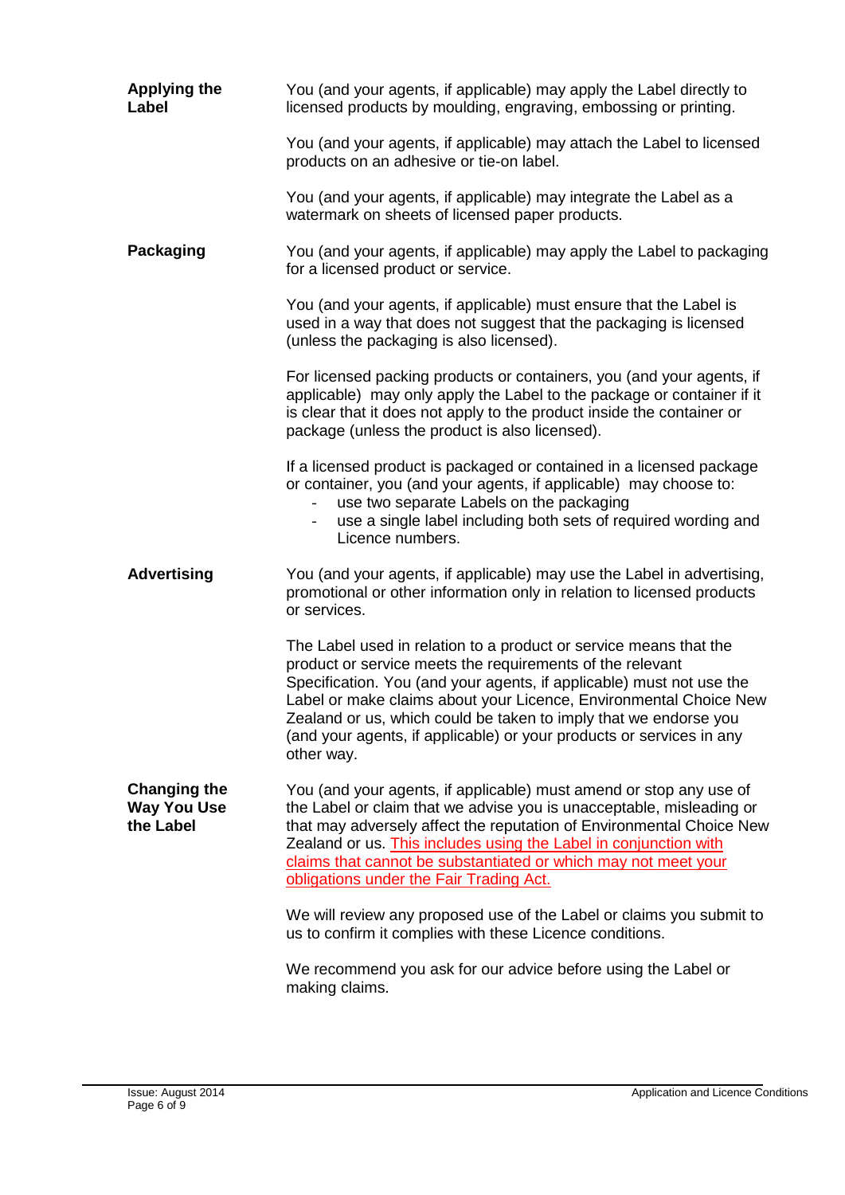**Applying the Label**

You (and your agents, if applicable) may apply the Label directly to licensed products by moulding, engraving, embossing or printing.

You (and your agents, if applicable) may attach the Label to licensed products on an adhesive or tie-on label.

You (and your agents, if applicable) may integrate the Label as a watermark on sheets of licensed paper products.

**Packaging**

You (and your agents, if applicable) may apply the Label to packaging for a licensed product or service.

You (and your agents, if applicable) must ensure that the Label is used in a way that does not suggest that the packaging is licensed (unless the packaging is also licensed).

For licensed packing products or containers, you (and your agents, if applicable) may only apply the Label to the package or container if it is clear that it does not apply to the product inside the container or package (unless the product is also licensed).

If a licensed product is packaged or contained in a licensed package or container, you (and your agents, if applicable) may choose to:

- use two separate Labels on the packaging
- use a single label including both sets of required wording and Licence numbers.

**Advertising**

You (and your agents, if applicable) may use the Label in advertising, promotional or other information only in relation to licensed products or services.

The Label used in relation to a product or service means that the product or service meets the requirements of the relevant Specification. You (and your agents, if applicable) must not use the Label or make claims about your Licence, Environmental Choice New Zealand or us, which could be taken to imply that we endorse you (and your agents, if applicable) or your products or services in any other way.

**Changing the Way You Use the Label**

You (and your agents, if applicable) must amend or stop any use of the Label or claim that we advise you is unacceptable, misleading or that may adversely affect the reputation of Environmental Choice New Zealand or us. This includes using the Label in conjunction with claims that cannot be substantiated or which may not meet your obligations under the Fair Trading Act.

We will review any proposed use of the Label or claims you submit to us to confirm it complies with these Licence conditions.

We recommend you ask for our advice before using the Label or making claims.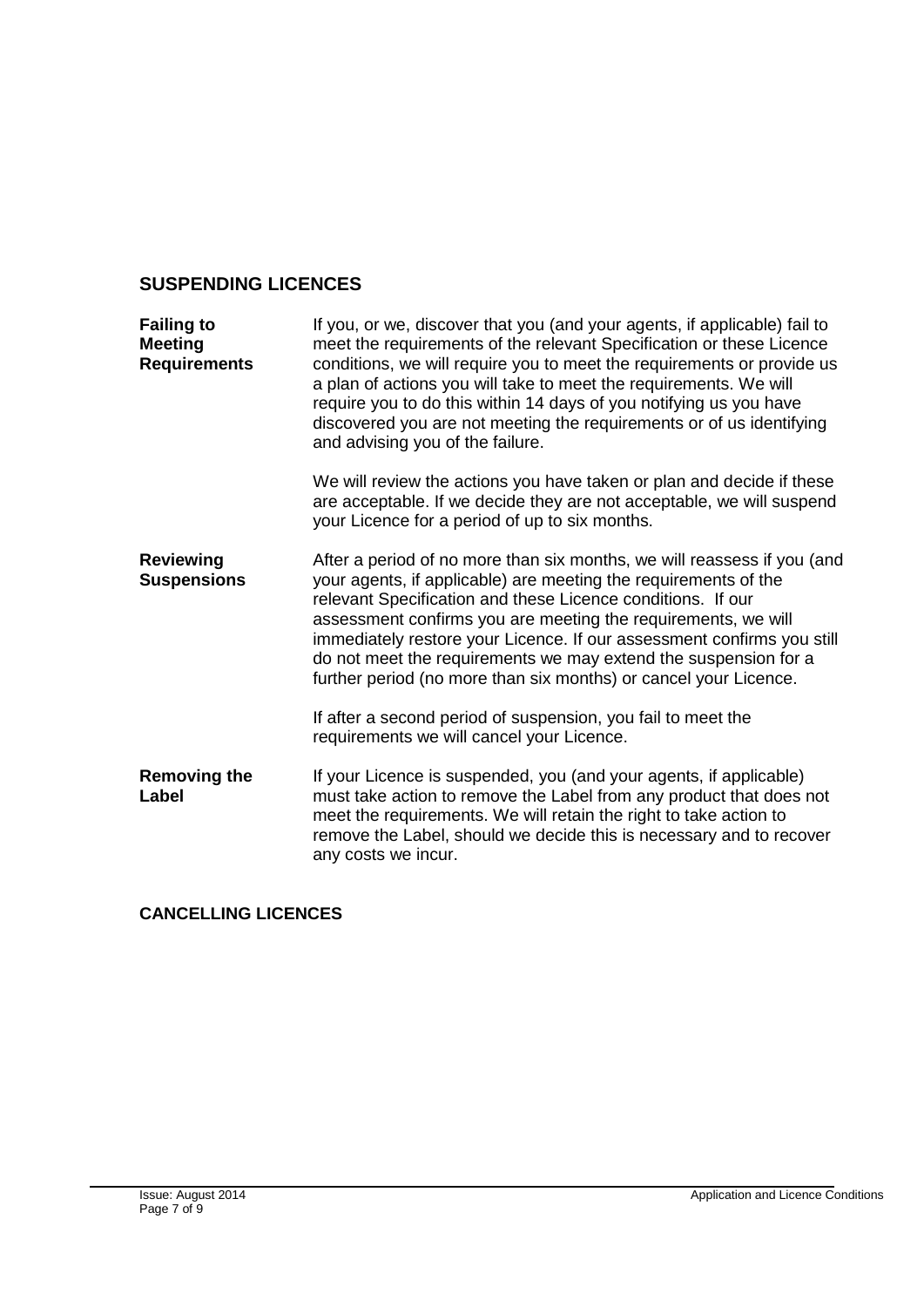## SUSPENDING LICENCES

**Failing to Meeting Requirements**

If you, or we, discover that you (and your agents, if applicable) fail to meet the requirements of the relevant Specification or these Licence conditions, we will require you to meet the requirements or provide us a plan of actions you will take to meet the requirements. We will require you to do this within 14 days of you notifying us you have discovered you are not meeting the requirements or of us identifying and advising you of the failure.

We will review the actions you have taken or plan and decide if these are acceptable. If we decide they are not acceptable, we will suspend your Licence for a period of up to six months.

**Reviewing Suspensions**

After a period of no more than six months, we will reassess if you (and your agents, if applicable) are meeting the requirements of the relevant Specification and these Licence conditions. If our assessment confirms you are meeting the requirements, we will immediately restore your Licence. If our assessment confirms you still do not meet the requirements we may extend the suspension for a further period (no more than six months) or cancel your Licence.

If after a second period of suspension, you fail to meet the requirements we will cancel your Licence.

**Removing the Label**

If your Licence is suspended, you (and your agents, if applicable) must take action to remove the Label from any product that does not meet the requirements. We will retain the right to take action to remove the Label, should we decide this is necessary and to recover any costs we incur.

## CANCELLING LICENCES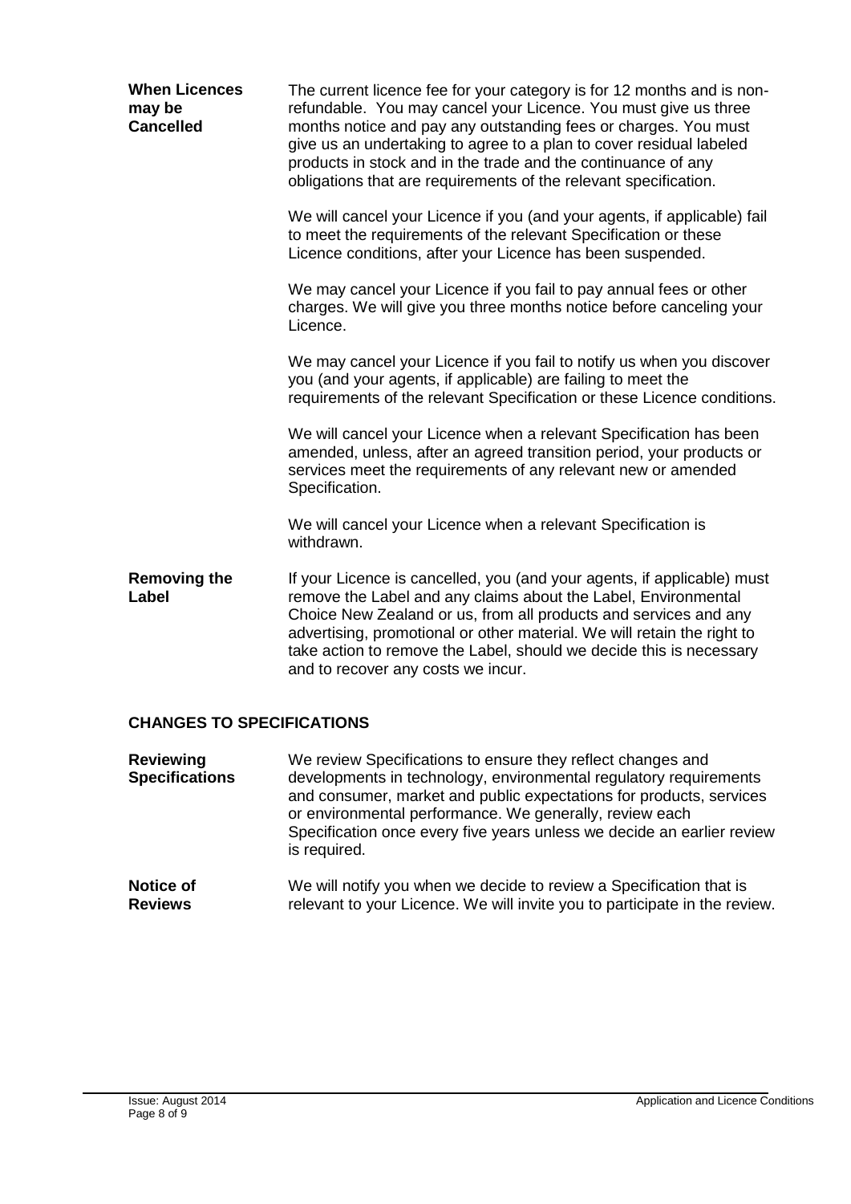**When Licences may be Cancelled**

The current licence fee for your category is for 12 months and is non-refundable. You may cancel your Licence. You must give us three months notice and pay any outstanding fees or charges. You must give us an undertaking to agree to a plan to cover residual labeled products in stock and in the trade and the continuance of any obligations that are requirements of the relevant specification.

We will cancel your Licence if you (and your agents, if applicable) fail to meet the requirements of the relevant Specification or these Licence conditions, after your Licence has been suspended.

We may cancel your Licence if you fail to pay annual fees or other charges. We will give you three months notice before canceling your Licence.

We may cancel your Licence if you fail to notify us when you discover you (and your agents, if applicable) are failing to meet the requirements of the relevant Specification or these Licence conditions.

We will cancel your Licence when a relevant Specification has been amended, unless, after an agreed transition period, your products or services meet the requirements of any relevant new or amended Specification.

We will cancel your Licence when a relevant Specification is withdrawn.

**Removing the Label**

If your Licence is cancelled, you (and your agents, if applicable) must remove the Label and any claims about the Label, Environmental Choice New Zealand or us, from all products and services and any advertising, promotional or other material. We will retain the right to take action to remove the Label, should we decide this is necessary and to recover any costs we incur.

## CHANGES TO SPECIFICATIONS

**Reviewing Specifications**

We review Specifications to ensure they reflect changes and developments in technology, environmental regulatory requirements and consumer, market and public expectations for products, services or environmental performance. We generally, review each Specification once every five years unless we decide an earlier review is required.

**Notice of Reviews**

We will notify you when we decide to review a Specification that is relevant to your Licence. We will invite you to participate in the review.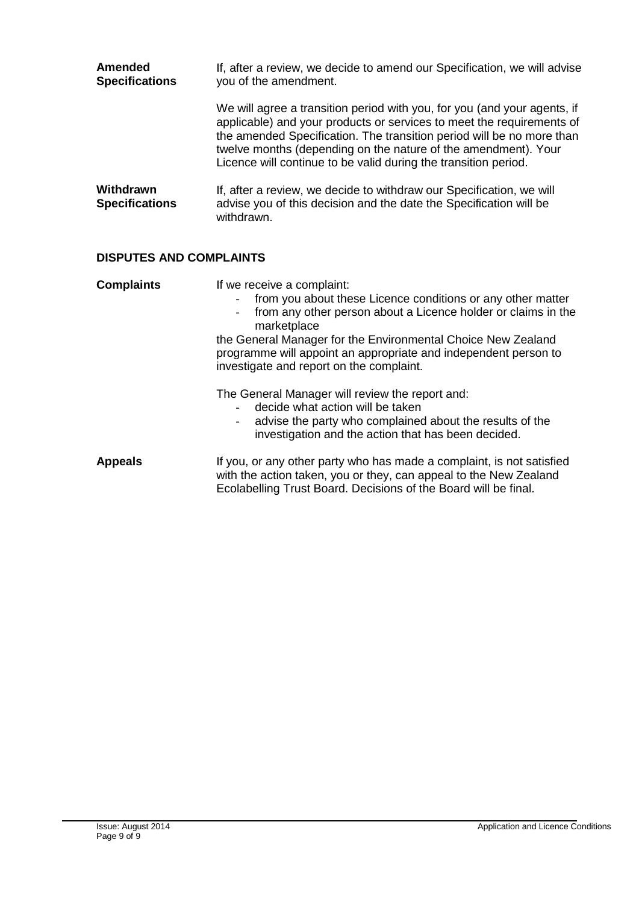**Amended Specifications**

If, after a review, we decide to amend our Specification, we will advise you of the amendment.

We will agree a transition period with you, for you (and your agents, if applicable) and your products or services to meet the requirements of the amended Specification. The transition period will be no more than twelve months (depending on the nature of the amendment). Your Licence will continue to be valid during the transition period.

**Withdrawn Specifications**

If, after a review, we decide to withdraw our Specification, we will advise you of this decision and the date the Specification will be withdrawn.

## DISPUTES AND COMPLAINTS

**Complaints**

If we receive a complaint:

- from you about these Licence conditions or any other matter
- from any other person about a Licence holder or claims in the marketplace

the General Manager for the Environmental Choice New Zealand programme will appoint an appropriate and independent person to investigate and report on the complaint.

The General Manager will review the report and:

- decide what action will be taken
- advise the party who complained about the results of the investigation and the action that has been decided.

**Appeals**

If you, or any other party who has made a complaint, is not satisfied with the action taken, you or they, can appeal to the New Zealand Ecolabelling Trust Board. Decisions of the Board will be final.